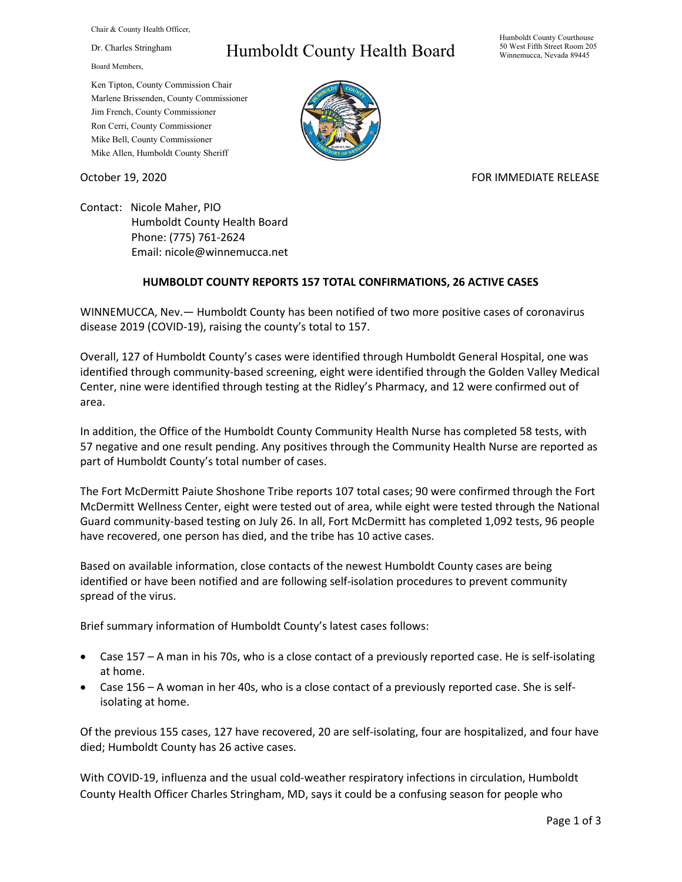Chair & County Health Officer,

Dr. Charles Stringham

# Humboldt County Health Board

Humboldt County Courthouse
50 West Fifth Street Room 205
Winnemucca, Nevada 89445

Board Members,

Ken Tipton, County Commission Chair
Marlene Brissenden, County Commissioner
Jim French, County Commissioner
Ron Cerri, County Commissioner
Mike Bell, County Commissioner
Mike Allen, Humboldt County Sheriff

October 19, 2020

FOR IMMEDIATE RELEASE

Contact: Nicole Maher, PIO
Humboldt County Health Board
Phone: (775) 761-2624
Email: nicole@winnemucca.net

**HUMBOLDT COUNTY REPORTS 157 TOTAL CONFIRMATIONS, 26 ACTIVE CASES**

WINNEMUCCA, Nev.— Humboldt County has been notified of two more positive cases of coronavirus disease 2019 (COVID-19), raising the county's total to 157.

Overall, 127 of Humboldt County's cases were identified through Humboldt General Hospital, one was identified through community-based screening, eight were identified through the Golden Valley Medical Center, nine were identified through testing at the Ridley's Pharmacy, and 12 were confirmed out of area.

In addition, the Office of the Humboldt County Community Health Nurse has completed 58 tests, with 57 negative and one result pending. Any positives through the Community Health Nurse are reported as part of Humboldt County's total number of cases.

The Fort McDermitt Paiute Shoshone Tribe reports 107 total cases; 90 were confirmed through the Fort McDermitt Wellness Center, eight were tested out of area, while eight were tested through the National Guard community-based testing on July 26. In all, Fort McDermitt has completed 1,092 tests, 96 people have recovered, one person has died, and the tribe has 10 active cases.

Based on available information, close contacts of the newest Humboldt County cases are being identified or have been notified and are following self-isolation procedures to prevent community spread of the virus.

Brief summary information of Humboldt County's latest cases follows:

- Case 157 – A man in his 70s, who is a close contact of a previously reported case. He is self-isolating at home.
- Case 156 – A woman in her 40s, who is a close contact of a previously reported case. She is self-isolating at home.

Of the previous 155 cases, 127 have recovered, 20 are self-isolating, four are hospitalized, and four have died; Humboldt County has 26 active cases.

With COVID-19, influenza and the usual cold-weather respiratory infections in circulation, Humboldt County Health Officer Charles Stringham, MD, says it could be a confusing season for people who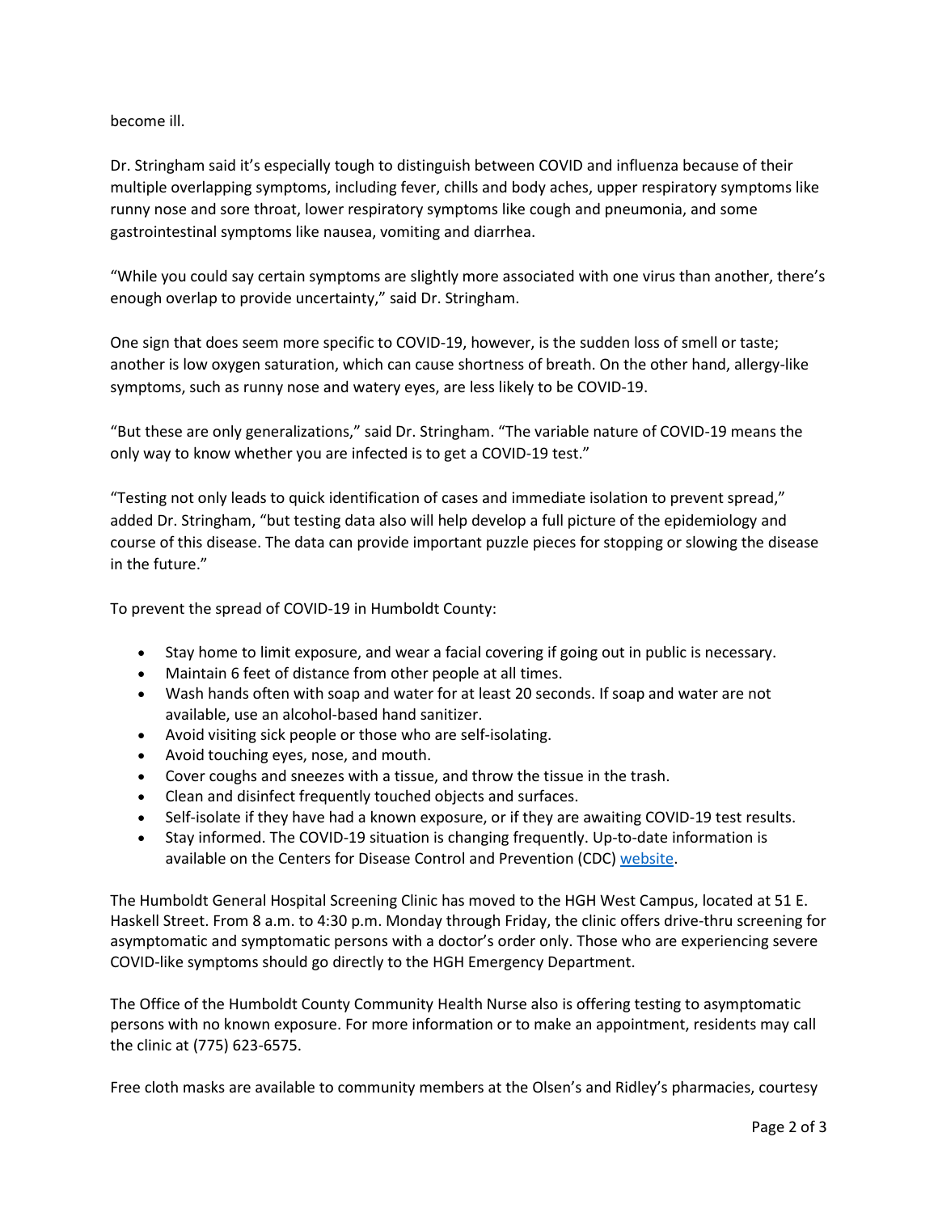become ill.

Dr. Stringham said it's especially tough to distinguish between COVID and influenza because of their multiple overlapping symptoms, including fever, chills and body aches, upper respiratory symptoms like runny nose and sore throat, lower respiratory symptoms like cough and pneumonia, and some gastrointestinal symptoms like nausea, vomiting and diarrhea.

"While you could say certain symptoms are slightly more associated with one virus than another, there's enough overlap to provide uncertainty," said Dr. Stringham.

One sign that does seem more specific to COVID-19, however, is the sudden loss of smell or taste; another is low oxygen saturation, which can cause shortness of breath. On the other hand, allergy-like symptoms, such as runny nose and watery eyes, are less likely to be COVID-19.

"But these are only generalizations," said Dr. Stringham. "The variable nature of COVID-19 means the only way to know whether you are infected is to get a COVID-19 test."

"Testing not only leads to quick identification of cases and immediate isolation to prevent spread," added Dr. Stringham, "but testing data also will help develop a full picture of the epidemiology and course of this disease. The data can provide important puzzle pieces for stopping or slowing the disease in the future."

To prevent the spread of COVID-19 in Humboldt County:

- Stay home to limit exposure, and wear a facial covering if going out in public is necessary.
- Maintain 6 feet of distance from other people at all times.
- Wash hands often with soap and water for at least 20 seconds. If soap and water are not available, use an alcohol-based hand sanitizer.
- Avoid visiting sick people or those who are self-isolating.
- Avoid touching eyes, nose, and mouth.
- Cover coughs and sneezes with a tissue, and throw the tissue in the trash.
- Clean and disinfect frequently touched objects and surfaces.
- Self-isolate if they have had a known exposure, or if they are awaiting COVID-19 test results.
- Stay informed. The COVID-19 situation is changing frequently. Up-to-date information is available on the Centers for Disease Control and Prevention (CDC) website.

The Humboldt General Hospital Screening Clinic has moved to the HGH West Campus, located at 51 E. Haskell Street. From 8 a.m. to 4:30 p.m. Monday through Friday, the clinic offers drive-thru screening for asymptomatic and symptomatic persons with a doctor's order only. Those who are experiencing severe COVID-like symptoms should go directly to the HGH Emergency Department.

The Office of the Humboldt County Community Health Nurse also is offering testing to asymptomatic persons with no known exposure. For more information or to make an appointment, residents may call the clinic at (775) 623-6575.

Free cloth masks are available to community members at the Olsen's and Ridley's pharmacies, courtesy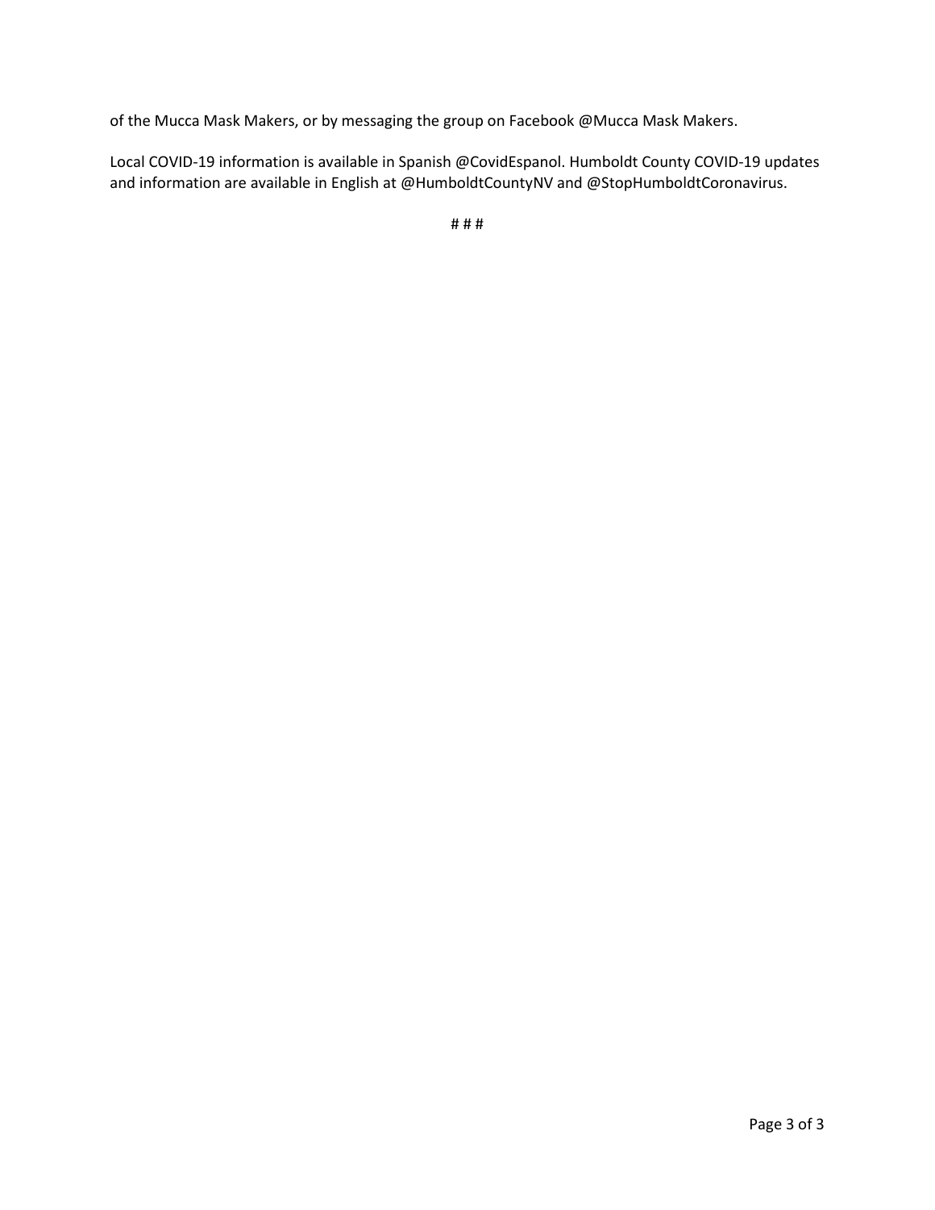of the Mucca Mask Makers, or by messaging the group on Facebook @Mucca Mask Makers.

Local COVID-19 information is available in Spanish @CovidEspanol. Humboldt County COVID-19 updates and information are available in English at @HumboldtCountyNV and @StopHumboldtCoronavirus.

# # #